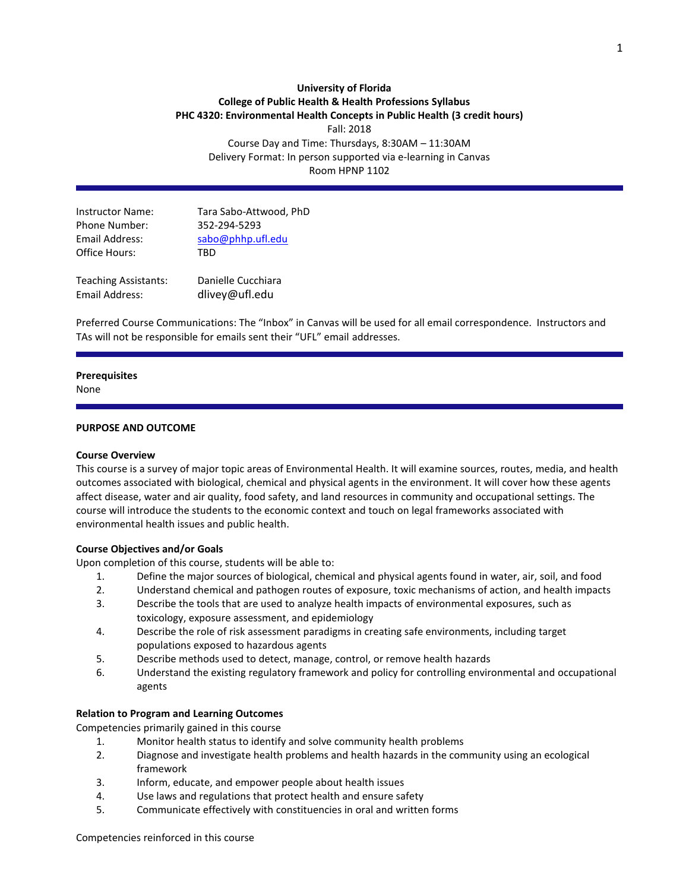**University of Florida**
**College of Public Health & Health Professions Syllabus**
**PHC 4320: Environmental Health Concepts in Public Health (3 credit hours)**
Fall: 2018
Course Day and Time: Thursdays, 8:30AM – 11:30AM
Delivery Format: In person supported via e-learning in Canvas
Room HPNP 1102

---

Instructor Name: Tara Sabo-Attwood, PhD
Phone Number: 352-294-5293
Email Address: sabo@phhp.ufl.edu
Office Hours: TBD

Teaching Assistants: Danielle Cucchiara
Email Address: dlivey@ufl.edu

Preferred Course Communications: The "Inbox" in Canvas will be used for all email correspondence. Instructors and TAs will not be responsible for emails sent their "UFL" email addresses.

---

**Prerequisites**
None

---

## PURPOSE AND OUTCOME

### Course Overview

This course is a survey of major topic areas of Environmental Health. It will examine sources, routes, media, and health outcomes associated with biological, chemical and physical agents in the environment. It will cover how these agents affect disease, water and air quality, food safety, and land resources in community and occupational settings. The course will introduce the students to the economic context and touch on legal frameworks associated with environmental health issues and public health.

### Course Objectives and/or Goals

Upon completion of this course, students will be able to:

1. Define the major sources of biological, chemical and physical agents found in water, air, soil, and food
2. Understand chemical and pathogen routes of exposure, toxic mechanisms of action, and health impacts
3. Describe the tools that are used to analyze health impacts of environmental exposures, such as toxicology, exposure assessment, and epidemiology
4. Describe the role of risk assessment paradigms in creating safe environments, including target populations exposed to hazardous agents
5. Describe methods used to detect, manage, control, or remove health hazards
6. Understand the existing regulatory framework and policy for controlling environmental and occupational agents

### Relation to Program and Learning Outcomes

Competencies primarily gained in this course

1. Monitor health status to identify and solve community health problems
2. Diagnose and investigate health problems and health hazards in the community using an ecological framework
3. Inform, educate, and empower people about health issues
4. Use laws and regulations that protect health and ensure safety
5. Communicate effectively with constituencies in oral and written forms

Competencies reinforced in this course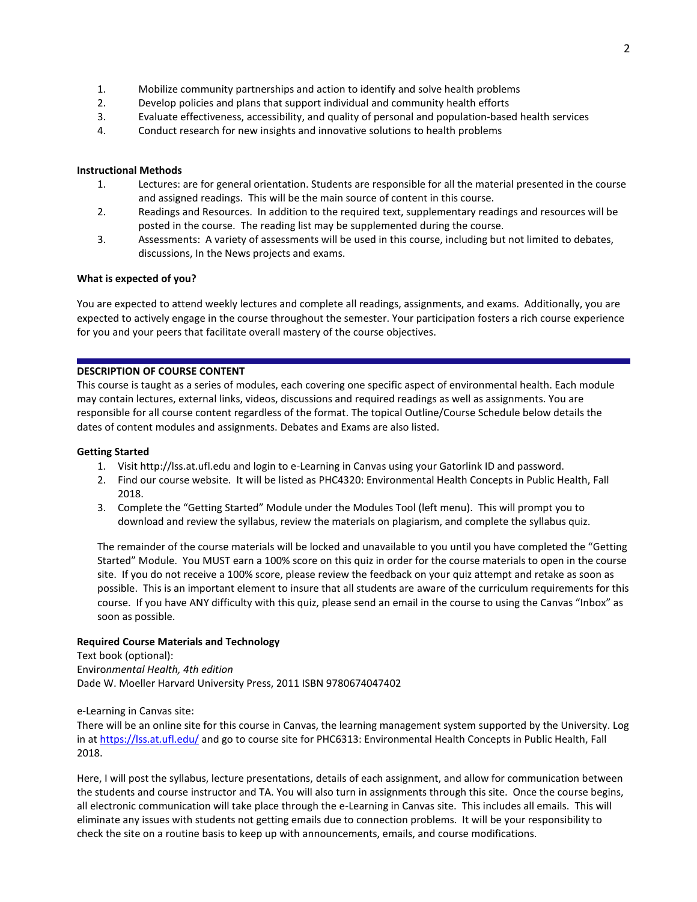1. Mobilize community partnerships and action to identify and solve health problems
2. Develop policies and plans that support individual and community health efforts
3. Evaluate effectiveness, accessibility, and quality of personal and population-based health services
4. Conduct research for new insights and innovative solutions to health problems

**Instructional Methods**

1. Lectures: are for general orientation. Students are responsible for all the material presented in the course and assigned readings. This will be the main source of content in this course.
2. Readings and Resources. In addition to the required text, supplementary readings and resources will be posted in the course. The reading list may be supplemented during the course.
3. Assessments: A variety of assessments will be used in this course, including but not limited to debates, discussions, In the News projects and exams.

**What is expected of you?**

You are expected to attend weekly lectures and complete all readings, assignments, and exams. Additionally, you are expected to actively engage in the course throughout the semester. Your participation fosters a rich course experience for you and your peers that facilitate overall mastery of the course objectives.

## DESCRIPTION OF COURSE CONTENT

This course is taught as a series of modules, each covering one specific aspect of environmental health. Each module may contain lectures, external links, videos, discussions and required readings as well as assignments. You are responsible for all course content regardless of the format. The topical Outline/Course Schedule below details the dates of content modules and assignments. Debates and Exams are also listed.

**Getting Started**

1. Visit http://lss.at.ufl.edu and login to e-Learning in Canvas using your Gatorlink ID and password.
2. Find our course website. It will be listed as PHC4320: Environmental Health Concepts in Public Health, Fall 2018.
3. Complete the "Getting Started" Module under the Modules Tool (left menu). This will prompt you to download and review the syllabus, review the materials on plagiarism, and complete the syllabus quiz.

The remainder of the course materials will be locked and unavailable to you until you have completed the "Getting Started" Module. You MUST earn a 100% score on this quiz in order for the course materials to open in the course site. If you do not receive a 100% score, please review the feedback on your quiz attempt and retake as soon as possible. This is an important element to insure that all students are aware of the curriculum requirements for this course. If you have ANY difficulty with this quiz, please send an email in the course to using the Canvas "Inbox" as soon as possible.

**Required Course Materials and Technology**

Text book (optional):
Enviro*nmental Health, 4th edition*
Dade W. Moeller Harvard University Press, 2011 ISBN 9780674047402

e-Learning in Canvas site:
There will be an online site for this course in Canvas, the learning management system supported by the University. Log in at https://lss.at.ufl.edu/ and go to course site for PHC6313: Environmental Health Concepts in Public Health, Fall 2018.

Here, I will post the syllabus, lecture presentations, details of each assignment, and allow for communication between the students and course instructor and TA. You will also turn in assignments through this site. Once the course begins, all electronic communication will take place through the e-Learning in Canvas site. This includes all emails. This will eliminate any issues with students not getting emails due to connection problems. It will be your responsibility to check the site on a routine basis to keep up with announcements, emails, and course modifications.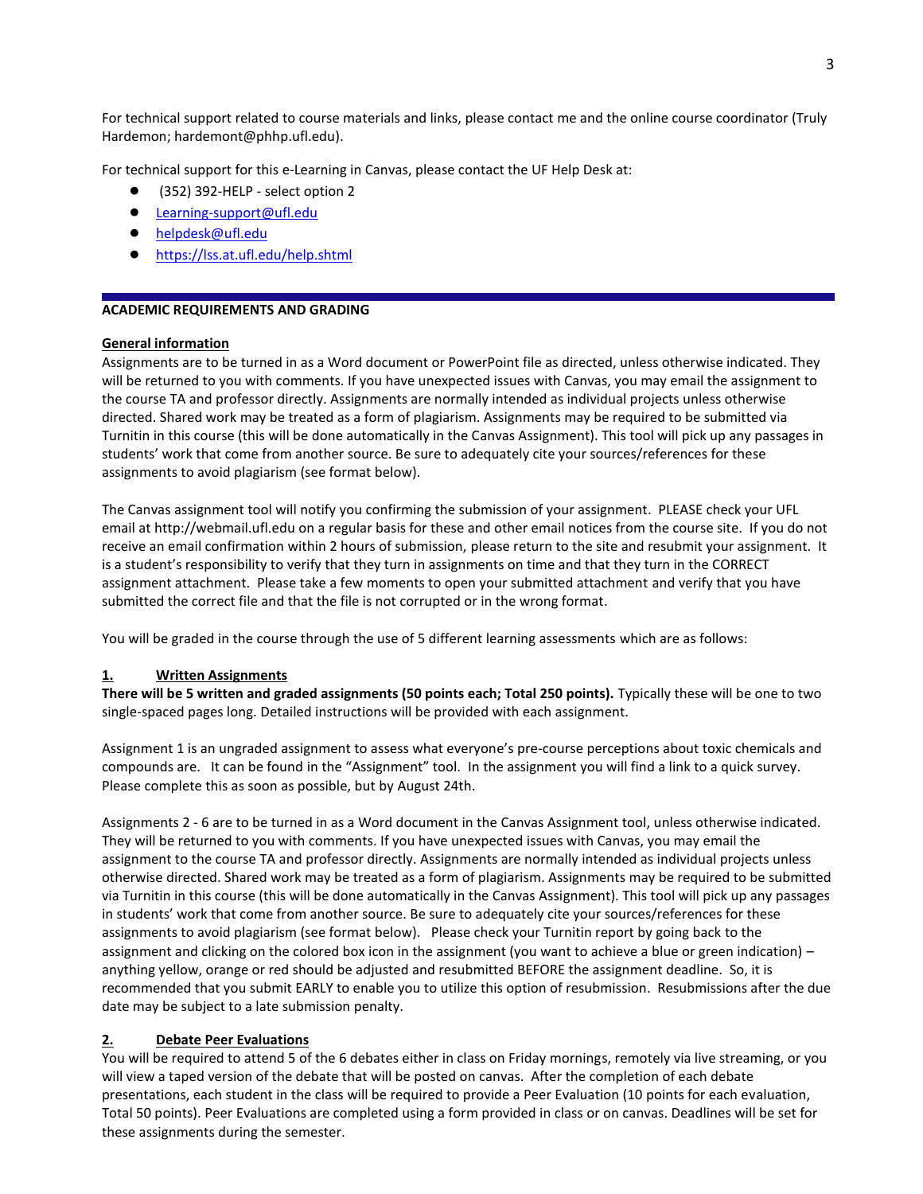For technical support related to course materials and links, please contact me and the online course coordinator (Truly Hardemon; hardemont@phhp.ufl.edu).

For technical support for this e-Learning in Canvas, please contact the UF Help Desk at:

- (352) 392-HELP - select option 2
- Learning-support@ufl.edu
- helpdesk@ufl.edu
- https://lss.at.ufl.edu/help.shtml

## ACADEMIC REQUIREMENTS AND GRADING

### General information

Assignments are to be turned in as a Word document or PowerPoint file as directed, unless otherwise indicated. They will be returned to you with comments. If you have unexpected issues with Canvas, you may email the assignment to the course TA and professor directly. Assignments are normally intended as individual projects unless otherwise directed. Shared work may be treated as a form of plagiarism. Assignments may be required to be submitted via Turnitin in this course (this will be done automatically in the Canvas Assignment). This tool will pick up any passages in students' work that come from another source. Be sure to adequately cite your sources/references for these assignments to avoid plagiarism (see format below).

The Canvas assignment tool will notify you confirming the submission of your assignment. PLEASE check your UFL email at http://webmail.ufl.edu on a regular basis for these and other email notices from the course site. If you do not receive an email confirmation within 2 hours of submission, please return to the site and resubmit your assignment. It is a student's responsibility to verify that they turn in assignments on time and that they turn in the CORRECT assignment attachment. Please take a few moments to open your submitted attachment and verify that you have submitted the correct file and that the file is not corrupted or in the wrong format.

You will be graded in the course through the use of 5 different learning assessments which are as follows:

### 1. Written Assignments

**There will be 5 written and graded assignments (50 points each; Total 250 points).** Typically these will be one to two single-spaced pages long. Detailed instructions will be provided with each assignment.

Assignment 1 is an ungraded assignment to assess what everyone's pre-course perceptions about toxic chemicals and compounds are. It can be found in the "Assignment" tool. In the assignment you will find a link to a quick survey. Please complete this as soon as possible, but by August 24th.

Assignments 2 - 6 are to be turned in as a Word document in the Canvas Assignment tool, unless otherwise indicated. They will be returned to you with comments. If you have unexpected issues with Canvas, you may email the assignment to the course TA and professor directly. Assignments are normally intended as individual projects unless otherwise directed. Shared work may be treated as a form of plagiarism. Assignments may be required to be submitted via Turnitin in this course (this will be done automatically in the Canvas Assignment). This tool will pick up any passages in students' work that come from another source. Be sure to adequately cite your sources/references for these assignments to avoid plagiarism (see format below). Please check your Turnitin report by going back to the assignment and clicking on the colored box icon in the assignment (you want to achieve a blue or green indication) – anything yellow, orange or red should be adjusted and resubmitted BEFORE the assignment deadline. So, it is recommended that you submit EARLY to enable you to utilize this option of resubmission. Resubmissions after the due date may be subject to a late submission penalty.

### 2. Debate Peer Evaluations

You will be required to attend 5 of the 6 debates either in class on Friday mornings, remotely via live streaming, or you will view a taped version of the debate that will be posted on canvas. After the completion of each debate presentations, each student in the class will be required to provide a Peer Evaluation (10 points for each evaluation, Total 50 points). Peer Evaluations are completed using a form provided in class or on canvas. Deadlines will be set for these assignments during the semester.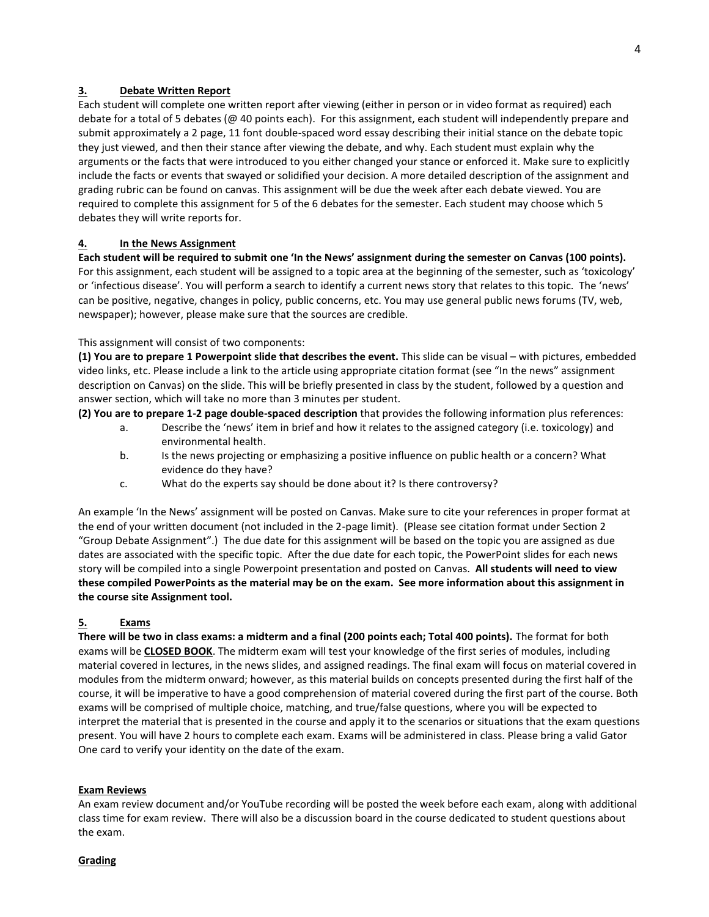### 3. Debate Written Report

Each student will complete one written report after viewing (either in person or in video format as required) each debate for a total of 5 debates (@ 40 points each). For this assignment, each student will independently prepare and submit approximately a 2 page, 11 font double-spaced word essay describing their initial stance on the debate topic they just viewed, and then their stance after viewing the debate, and why. Each student must explain why the arguments or the facts that were introduced to you either changed your stance or enforced it. Make sure to explicitly include the facts or events that swayed or solidified your decision. A more detailed description of the assignment and grading rubric can be found on canvas. This assignment will be due the week after each debate viewed. You are required to complete this assignment for 5 of the 6 debates for the semester. Each student may choose which 5 debates they will write reports for.

### 4. In the News Assignment

**Each student will be required to submit one 'In the News' assignment during the semester on Canvas (100 points).** For this assignment, each student will be assigned to a topic area at the beginning of the semester, such as 'toxicology' or 'infectious disease'. You will perform a search to identify a current news story that relates to this topic. The 'news' can be positive, negative, changes in policy, public concerns, etc. You may use general public news forums (TV, web, newspaper); however, please make sure that the sources are credible.

This assignment will consist of two components:

**(1) You are to prepare 1 Powerpoint slide that describes the event.** This slide can be visual – with pictures, embedded video links, etc. Please include a link to the article using appropriate citation format (see "In the news" assignment description on Canvas) on the slide. This will be briefly presented in class by the student, followed by a question and answer section, which will take no more than 3 minutes per student.

**(2) You are to prepare 1-2 page double-spaced description** that provides the following information plus references:

a. Describe the 'news' item in brief and how it relates to the assigned category (i.e. toxicology) and environmental health.
b. Is the news projecting or emphasizing a positive influence on public health or a concern? What evidence do they have?
c. What do the experts say should be done about it? Is there controversy?

An example 'In the News' assignment will be posted on Canvas. Make sure to cite your references in proper format at the end of your written document (not included in the 2-page limit). (Please see citation format under Section 2 "Group Debate Assignment".) The due date for this assignment will be based on the topic you are assigned as due dates are associated with the specific topic. After the due date for each topic, the PowerPoint slides for each news story will be compiled into a single Powerpoint presentation and posted on Canvas. **All students will need to view these compiled PowerPoints as the material may be on the exam. See more information about this assignment in the course site Assignment tool.**

### 5. Exams

**There will be two in class exams: a midterm and a final (200 points each; Total 400 points).** The format for both exams will be **CLOSED BOOK**. The midterm exam will test your knowledge of the first series of modules, including material covered in lectures, in the news slides, and assigned readings. The final exam will focus on material covered in modules from the midterm onward; however, as this material builds on concepts presented during the first half of the course, it will be imperative to have a good comprehension of material covered during the first part of the course. Both exams will be comprised of multiple choice, matching, and true/false questions, where you will be expected to interpret the material that is presented in the course and apply it to the scenarios or situations that the exam questions present. You will have 2 hours to complete each exam. Exams will be administered in class. Please bring a valid Gator One card to verify your identity on the date of the exam.

#### Exam Reviews

An exam review document and/or YouTube recording will be posted the week before each exam, along with additional class time for exam review. There will also be a discussion board in the course dedicated to student questions about the exam.

#### Grading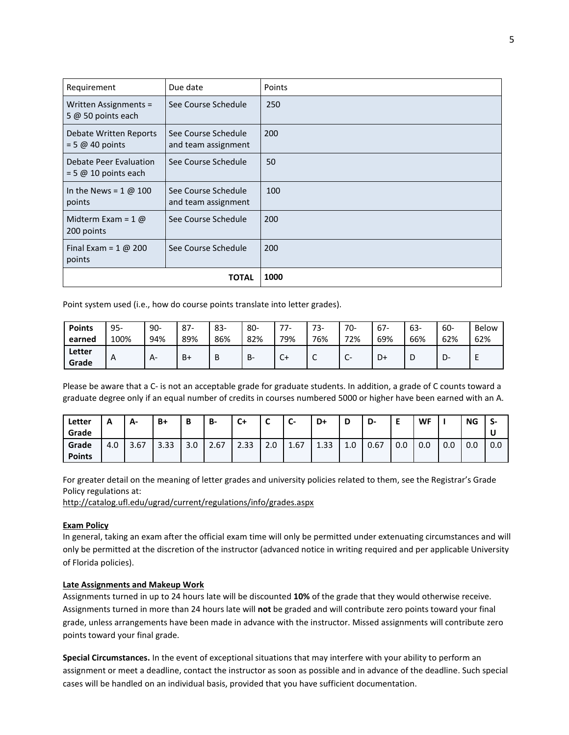| Requirement | Due date | Points |
|---|---|---|
| Written Assignments = 5 @ 50 points each | See Course Schedule | 250 |
| Debate Written Reports = 5 @ 40 points | See Course Schedule and team assignment | 200 |
| Debate Peer Evaluation = 5 @ 10 points each | See Course Schedule | 50 |
| In the News = 1 @ 100 points | See Course Schedule and team assignment | 100 |
| Midterm Exam = 1 @ 200 points | See Course Schedule | 200 |
| Final Exam = 1 @ 200 points | See Course Schedule | 200 |
| | **TOTAL** | **1000** |

Point system used (i.e., how do course points translate into letter grades).

| **Points earned** | 95-100% | 90-94% | 87-89% | 83-86% | 80-82% | 77-79% | 73-76% | 70-72% | 67-69% | 63-66% | 60-62% | Below 62% |
|---|---|---|---|---|---|---|---|---|---|---|---|---|
| **Letter Grade** | A | A- | B+ | B | B- | C+ | C | C- | D+ | D | D- | E |

Please be aware that a C- is not an acceptable grade for graduate students. In addition, a grade of C counts toward a graduate degree only if an equal number of credits in courses numbered 5000 or higher have been earned with an A.

| **Letter Grade** | **A** | **A-** | **B+** | **B** | **B-** | **C+** | **C** | **C-** | **D+** | **D** | **D-** | **E** | **WF** | **I** | **NG** | **S-U** |
|---|---|---|---|---|---|---|---|---|---|---|---|---|---|---|---|---|
| **Grade Points** | 4.0 | 3.67 | 3.33 | 3.0 | 2.67 | 2.33 | 2.0 | 1.67 | 1.33 | 1.0 | 0.67 | 0.0 | 0.0 | 0.0 | 0.0 | 0.0 |

For greater detail on the meaning of letter grades and university policies related to them, see the Registrar's Grade Policy regulations at:
http://catalog.ufl.edu/ugrad/current/regulations/info/grades.aspx

**Exam Policy**

In general, taking an exam after the official exam time will only be permitted under extenuating circumstances and will only be permitted at the discretion of the instructor (advanced notice in writing required and per applicable University of Florida policies).

**Late Assignments and Makeup Work**

Assignments turned in up to 24 hours late will be discounted **10%** of the grade that they would otherwise receive. Assignments turned in more than 24 hours late will **not** be graded and will contribute zero points toward your final grade, unless arrangements have been made in advance with the instructor. Missed assignments will contribute zero points toward your final grade.

**Special Circumstances.** In the event of exceptional situations that may interfere with your ability to perform an assignment or meet a deadline, contact the instructor as soon as possible and in advance of the deadline. Such special cases will be handled on an individual basis, provided that you have sufficient documentation.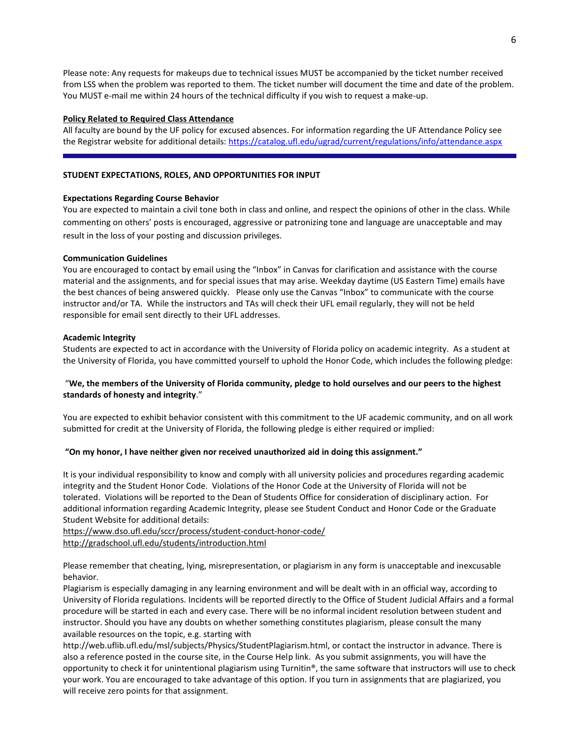Please note: Any requests for makeups due to technical issues MUST be accompanied by the ticket number received from LSS when the problem was reported to them. The ticket number will document the time and date of the problem. You MUST e-mail me within 24 hours of the technical difficulty if you wish to request a make-up.

**Policy Related to Required Class Attendance**

All faculty are bound by the UF policy for excused absences. For information regarding the UF Attendance Policy see the Registrar website for additional details: https://catalog.ufl.edu/ugrad/current/regulations/info/attendance.aspx

---

**STUDENT EXPECTATIONS, ROLES, AND OPPORTUNITIES FOR INPUT**

**Expectations Regarding Course Behavior**

You are expected to maintain a civil tone both in class and online, and respect the opinions of other in the class. While commenting on others' posts is encouraged, aggressive or patronizing tone and language are unacceptable and may result in the loss of your posting and discussion privileges.

**Communication Guidelines**

You are encouraged to contact by email using the "Inbox" in Canvas for clarification and assistance with the course material and the assignments, and for special issues that may arise. Weekday daytime (US Eastern Time) emails have the best chances of being answered quickly. Please only use the Canvas "Inbox" to communicate with the course instructor and/or TA. While the instructors and TAs will check their UFL email regularly, they will not be held responsible for email sent directly to their UFL addresses.

**Academic Integrity**

Students are expected to act in accordance with the University of Florida policy on academic integrity. As a student at the University of Florida, you have committed yourself to uphold the Honor Code, which includes the following pledge:

"**We, the members of the University of Florida community, pledge to hold ourselves and our peers to the highest standards of honesty and integrity**."

You are expected to exhibit behavior consistent with this commitment to the UF academic community, and on all work submitted for credit at the University of Florida, the following pledge is either required or implied:

**"On my honor, I have neither given nor received unauthorized aid in doing this assignment."**

It is your individual responsibility to know and comply with all university policies and procedures regarding academic integrity and the Student Honor Code. Violations of the Honor Code at the University of Florida will not be tolerated. Violations will be reported to the Dean of Students Office for consideration of disciplinary action. For additional information regarding Academic Integrity, please see Student Conduct and Honor Code or the Graduate Student Website for additional details:
https://www.dso.ufl.edu/sccr/process/student-conduct-honor-code/
http://gradschool.ufl.edu/students/introduction.html

Please remember that cheating, lying, misrepresentation, or plagiarism in any form is unacceptable and inexcusable behavior.
Plagiarism is especially damaging in any learning environment and will be dealt with in an official way, according to University of Florida regulations. Incidents will be reported directly to the Office of Student Judicial Affairs and a formal procedure will be started in each and every case. There will be no informal incident resolution between student and instructor. Should you have any doubts on whether something constitutes plagiarism, please consult the many available resources on the topic, e.g. starting with
http://web.uflib.ufl.edu/msl/subjects/Physics/StudentPlagiarism.html, or contact the instructor in advance. There is also a reference posted in the course site, in the Course Help link. As you submit assignments, you will have the opportunity to check it for unintentional plagiarism using Turnitin®, the same software that instructors will use to check your work. You are encouraged to take advantage of this option. If you turn in assignments that are plagiarized, you will receive zero points for that assignment.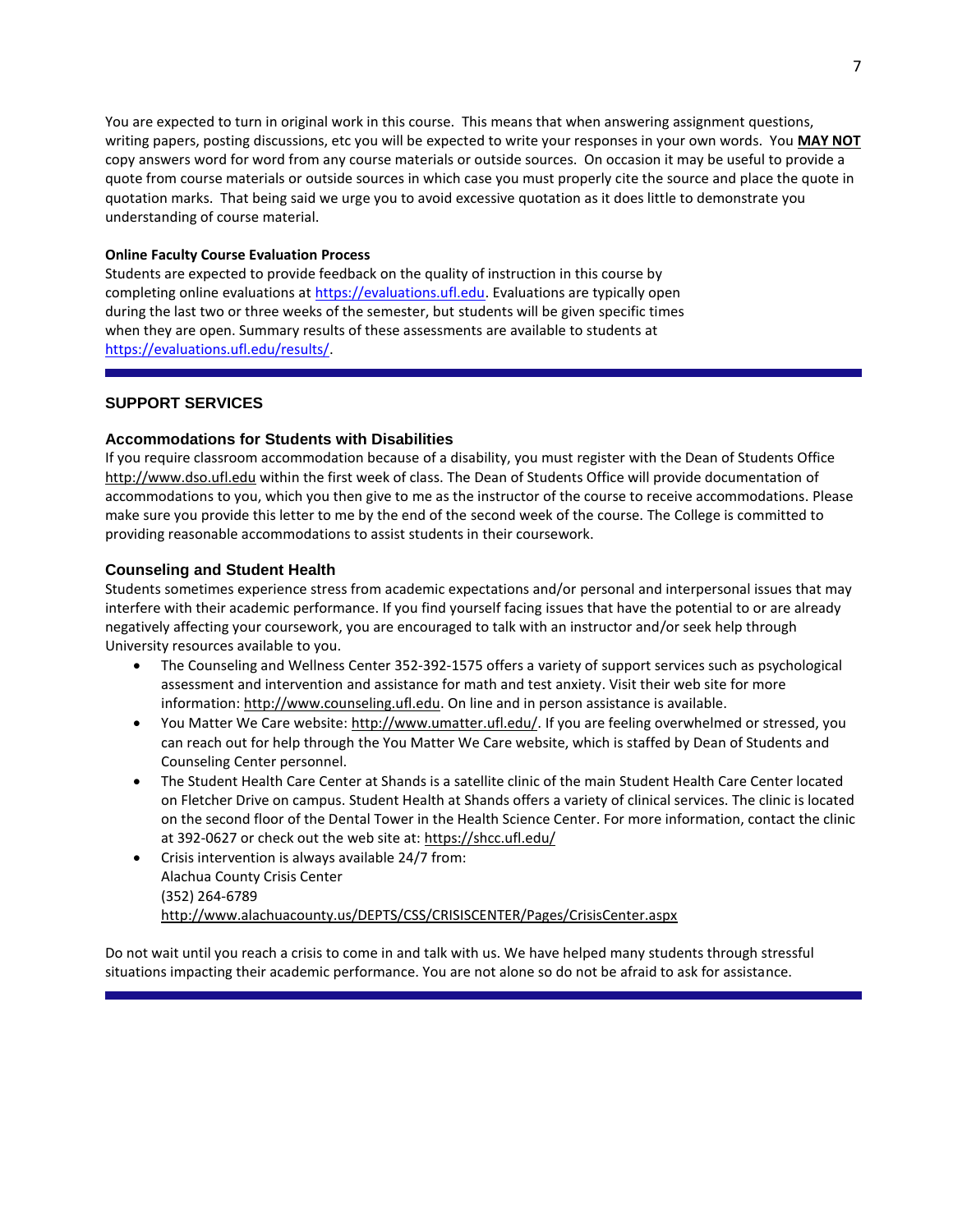You are expected to turn in original work in this course. This means that when answering assignment questions, writing papers, posting discussions, etc you will be expected to write your responses in your own words. You **MAY NOT** copy answers word for word from any course materials or outside sources. On occasion it may be useful to provide a quote from course materials or outside sources in which case you must properly cite the source and place the quote in quotation marks. That being said we urge you to avoid excessive quotation as it does little to demonstrate you understanding of course material.

**Online Faculty Course Evaluation Process**

Students are expected to provide feedback on the quality of instruction in this course by completing online evaluations at https://evaluations.ufl.edu. Evaluations are typically open during the last two or three weeks of the semester, but students will be given specific times when they are open. Summary results of these assessments are available to students at https://evaluations.ufl.edu/results/.

---

## SUPPORT SERVICES

### Accommodations for Students with Disabilities

If you require classroom accommodation because of a disability, you must register with the Dean of Students Office http://www.dso.ufl.edu within the first week of class. The Dean of Students Office will provide documentation of accommodations to you, which you then give to me as the instructor of the course to receive accommodations. Please make sure you provide this letter to me by the end of the second week of the course. The College is committed to providing reasonable accommodations to assist students in their coursework.

### Counseling and Student Health

Students sometimes experience stress from academic expectations and/or personal and interpersonal issues that may interfere with their academic performance. If you find yourself facing issues that have the potential to or are already negatively affecting your coursework, you are encouraged to talk with an instructor and/or seek help through University resources available to you.

- The Counseling and Wellness Center 352-392-1575 offers a variety of support services such as psychological assessment and intervention and assistance for math and test anxiety. Visit their web site for more information: http://www.counseling.ufl.edu. On line and in person assistance is available.
- You Matter We Care website: http://www.umatter.ufl.edu/. If you are feeling overwhelmed or stressed, you can reach out for help through the You Matter We Care website, which is staffed by Dean of Students and Counseling Center personnel.
- The Student Health Care Center at Shands is a satellite clinic of the main Student Health Care Center located on Fletcher Drive on campus. Student Health at Shands offers a variety of clinical services. The clinic is located on the second floor of the Dental Tower in the Health Science Center. For more information, contact the clinic at 392-0627 or check out the web site at: https://shcc.ufl.edu/
- Crisis intervention is always available 24/7 from:
  Alachua County Crisis Center
  (352) 264-6789
  http://www.alachuacounty.us/DEPTS/CSS/CRISISCENTER/Pages/CrisisCenter.aspx

Do not wait until you reach a crisis to come in and talk with us. We have helped many students through stressful situations impacting their academic performance. You are not alone so do not be afraid to ask for assistance.

---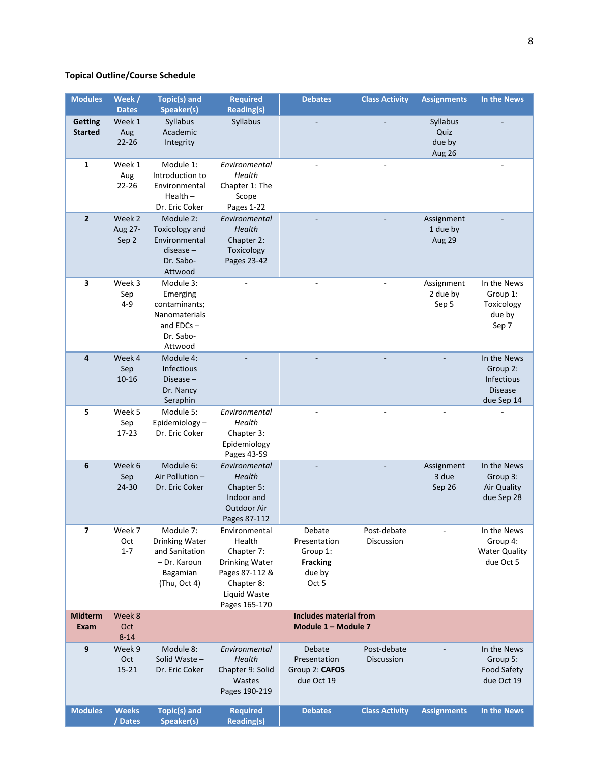**Topical Outline/Course Schedule**

| Modules | Week / Dates | Topic(s) and Speaker(s) | Required Reading(s) | Debates | Class Activity | Assignments | In the News |
|---|---|---|---|---|---|---|---|
| **Getting Started** | Week 1 Aug 22-26 | Syllabus Academic Integrity | Syllabus | - | - | Syllabus Quiz due by Aug 26 | - |
| **1** | Week 1 Aug 22-26 | Module 1: Introduction to Environmental Health – Dr. Eric Coker | *Environmental Health* Chapter 1: The Scope Pages 1-22 | - | - | | - |
| **2** | Week 2 Aug 27-Sep 2 | Module 2: Toxicology and Environmental disease – Dr. Sabo-Attwood | *Environmental Health* Chapter 2: Toxicology Pages 23-42 | - | - | Assignment 1 due by Aug 29 | - |
| **3** | Week 3 Sep 4-9 | Module 3: Emerging contaminants; Nanomaterials and EDCs – Dr. Sabo-Attwood | - | - | - | Assignment 2 due by Sep 5 | In the News Group 1: Toxicology due by Sep 7 |
| **4** | Week 4 Sep 10-16 | Module 4: Infectious Disease – Dr. Nancy Seraphin | - | - | - | - | In the News Group 2: Infectious Disease due Sep 14 |
| **5** | Week 5 Sep 17-23 | Module 5: Epidemiology – Dr. Eric Coker | *Environmental Health* Chapter 3: Epidemiology Pages 43-59 | - | - | - | - |
| **6** | Week 6 Sep 24-30 | Module 6: Air Pollution – Dr. Eric Coker | *Environmental Health* Chapter 5: Indoor and Outdoor Air Pages 87-112 | - | - | Assignment 3 due Sep 26 | In the News Group 3: Air Quality due Sep 28 |
| **7** | Week 7 Oct 1-7 | Module 7: Drinking Water and Sanitation – Dr. Karoun Bagamian (Thu, Oct 4) | Environmental Health Chapter 7: Drinking Water Pages 87-112 & Chapter 8: Liquid Waste Pages 165-170 | Debate Presentation Group 1: **Fracking** due by Oct 5 | Post-debate Discussion | - | In the News Group 4: Water Quality due Oct 5 |
| **Midterm Exam** | Week 8 Oct 8-14 | | | **Includes material from Module 1 – Module 7** | | | |
| **9** | Week 9 Oct 15-21 | Module 8: Solid Waste – Dr. Eric Coker | *Environmental Health* Chapter 9: Solid Wastes Pages 190-219 | Debate Presentation Group 2: **CAFOS** due Oct 19 | Post-debate Discussion | - | In the News Group 5: Food Safety due Oct 19 |
| **Modules** | **Weeks / Dates** | **Topic(s) and Speaker(s)** | **Required Reading(s)** | **Debates** | **Class Activity** | **Assignments** | **In the News** |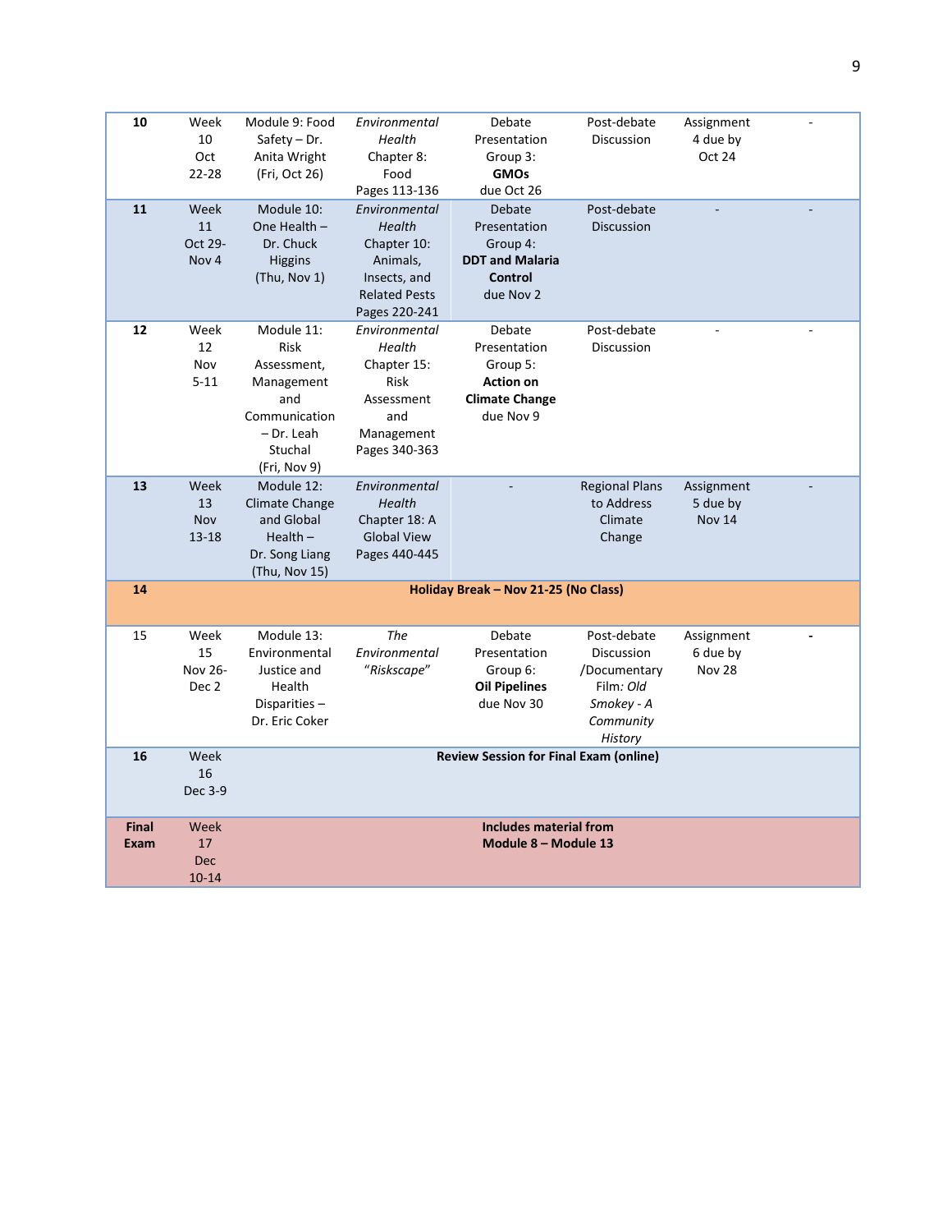| | | | | | | | |
|---|---|---|---|---|---|---|---|
| **10** | Week 10 Oct 22-28 | Module 9: Food Safety – Dr. Anita Wright (Fri, Oct 26) | *Environmental Health* Chapter 8: Food Pages 113-136 | Debate Presentation Group 3: **GMOs** due Oct 26 | Post-debate Discussion | Assignment 4 due by Oct 24 | - |
| **11** | Week 11 Oct 29-Nov 4 | Module 10: One Health – Dr. Chuck Higgins (Thu, Nov 1) | *Environmental Health* Chapter 10: Animals, Insects, and Related Pests Pages 220-241 | Debate Presentation Group 4: **DDT and Malaria Control** due Nov 2 | Post-debate Discussion | - | - |
| **12** | Week 12 Nov 5-11 | Module 11: Risk Assessment, Management and Communication – Dr. Leah Stuchal (Fri, Nov 9) | *Environmental Health* Chapter 15: Risk Assessment and Management Pages 340-363 | Debate Presentation Group 5: **Action on Climate Change** due Nov 9 | Post-debate Discussion | - | - |
| **13** | Week 13 Nov 13-18 | Module 12: Climate Change and Global Health – Dr. Song Liang (Thu, Nov 15) | *Environmental Health* Chapter 18: A Global View Pages 440-445 | - | Regional Plans to Address Climate Change | Assignment 5 due by Nov 14 | - |
| **14** | **Holiday Break – Nov 21-25 (No Class)** | | | | | | |
| 15 | Week 15 Nov 26-Dec 2 | Module 13: Environmental Justice and Health Disparities – Dr. Eric Coker | *The Environmental "Riskscape"* | Debate Presentation Group 6: **Oil Pipelines** due Nov 30 | Post-debate Discussion /Documentary Film: *Old Smokey - A Community History* | Assignment 6 due by Nov 28 | **-** |
| **16** | Week 16 Dec 3-9 | **Review Session for Final Exam (online)** | | | | | |
| **Final Exam** | Week 17 Dec 10-14 | **Includes material from Module 8 – Module 13** | | | | | |